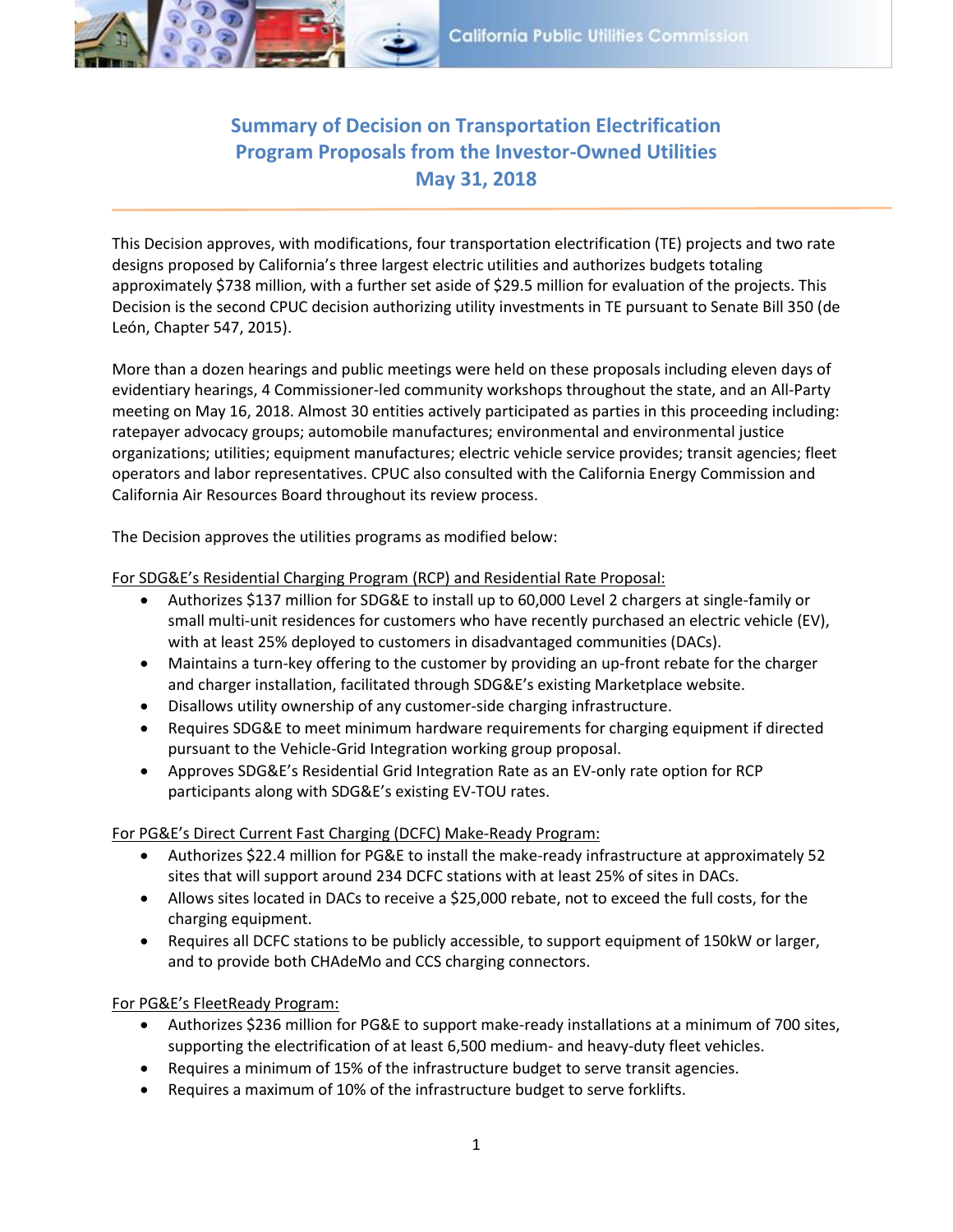# Summary of Decision on Transportation Electrification Program Proposals from the Investor-Owned Utilities May 31, 2018

This Decision approves, with modifications, four transportation electrification (TE) projects and two rate designs proposed by California's three largest electric utilities and authorizes budgets totaling approximately $738 million, with a further set aside of $29.5 million for evaluation of the projects. This Decision is the second CPUC decision authorizing utility investments in TE pursuant to Senate Bill 350 (de León, Chapter 547, 2015).

More than a dozen hearings and public meetings were held on these proposals including eleven days of evidentiary hearings, 4 Commissioner-led community workshops throughout the state, and an All-Party meeting on May 16, 2018. Almost 30 entities actively participated as parties in this proceeding including: ratepayer advocacy groups; automobile manufactures; environmental and environmental justice organizations; utilities; equipment manufactures; electric vehicle service provides; transit agencies; fleet operators and labor representatives. CPUC also consulted with the California Energy Commission and California Air Resources Board throughout its review process.

The Decision approves the utilities programs as modified below:

For SDG&E's Residential Charging Program (RCP) and Residential Rate Proposal:

- Authorizes $137 million for SDG&E to install up to 60,000 Level 2 chargers at single-family or small multi-unit residences for customers who have recently purchased an electric vehicle (EV), with at least 25% deployed to customers in disadvantaged communities (DACs).
- Maintains a turn-key offering to the customer by providing an up-front rebate for the charger and charger installation, facilitated through SDG&E's existing Marketplace website.
- Disallows utility ownership of any customer-side charging infrastructure.
- Requires SDG&E to meet minimum hardware requirements for charging equipment if directed pursuant to the Vehicle-Grid Integration working group proposal.
- Approves SDG&E's Residential Grid Integration Rate as an EV-only rate option for RCP participants along with SDG&E's existing EV-TOU rates.

For PG&E's Direct Current Fast Charging (DCFC) Make-Ready Program:

- Authorizes $22.4 million for PG&E to install the make-ready infrastructure at approximately 52 sites that will support around 234 DCFC stations with at least 25% of sites in DACs.
- Allows sites located in DACs to receive a $25,000 rebate, not to exceed the full costs, for the charging equipment.
- Requires all DCFC stations to be publicly accessible, to support equipment of 150kW or larger, and to provide both CHAdeMo and CCS charging connectors.

For PG&E's FleetReady Program:

- Authorizes $236 million for PG&E to support make-ready installations at a minimum of 700 sites, supporting the electrification of at least 6,500 medium- and heavy-duty fleet vehicles.
- Requires a minimum of 15% of the infrastructure budget to serve transit agencies.
- Requires a maximum of 10% of the infrastructure budget to serve forklifts.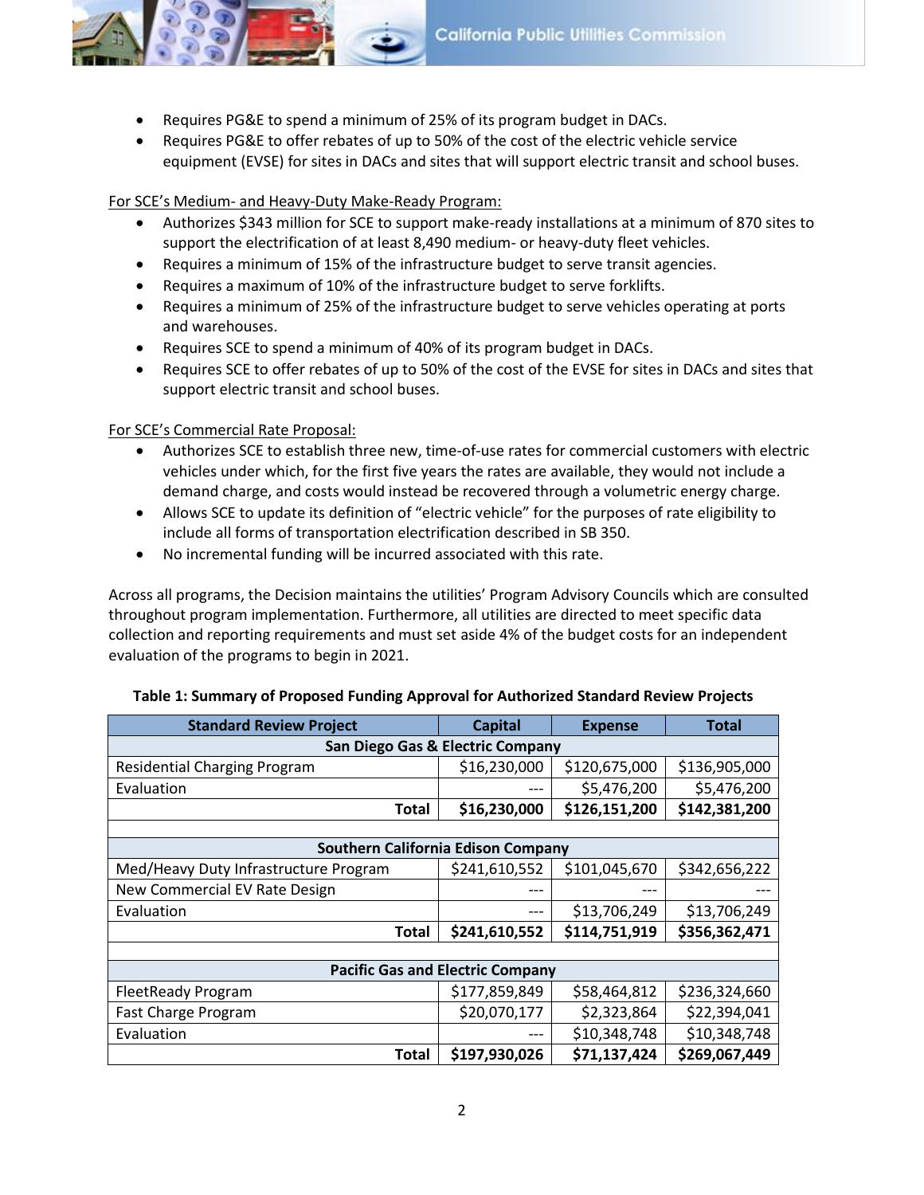- Requires PG&E to spend a minimum of 25% of its program budget in DACs.
- Requires PG&E to offer rebates of up to 50% of the cost of the electric vehicle service equipment (EVSE) for sites in DACs and sites that will support electric transit and school buses.

For SCE's Medium- and Heavy-Duty Make-Ready Program:

- Authorizes $343 million for SCE to support make-ready installations at a minimum of 870 sites to support the electrification of at least 8,490 medium- or heavy-duty fleet vehicles.
- Requires a minimum of 15% of the infrastructure budget to serve transit agencies.
- Requires a maximum of 10% of the infrastructure budget to serve forklifts.
- Requires a minimum of 25% of the infrastructure budget to serve vehicles operating at ports and warehouses.
- Requires SCE to spend a minimum of 40% of its program budget in DACs.
- Requires SCE to offer rebates of up to 50% of the cost of the EVSE for sites in DACs and sites that support electric transit and school buses.

For SCE's Commercial Rate Proposal:

- Authorizes SCE to establish three new, time-of-use rates for commercial customers with electric vehicles under which, for the first five years the rates are available, they would not include a demand charge, and costs would instead be recovered through a volumetric energy charge.
- Allows SCE to update its definition of "electric vehicle" for the purposes of rate eligibility to include all forms of transportation electrification described in SB 350.
- No incremental funding will be incurred associated with this rate.

Across all programs, the Decision maintains the utilities' Program Advisory Councils which are consulted throughout program implementation. Furthermore, all utilities are directed to meet specific data collection and reporting requirements and must set aside 4% of the budget costs for an independent evaluation of the programs to begin in 2021.

**Table 1: Summary of Proposed Funding Approval for Authorized Standard Review Projects**

| Standard Review Project | Capital | Expense | Total |
|---|---|---|---|
| **San Diego Gas & Electric Company** | | | |
| Residential Charging Program | $16,230,000 | $120,675,000 | $136,905,000 |
| Evaluation | --- | $5,476,200 | $5,476,200 |
| **Total** | **$16,230,000** | **$126,151,200** | **$142,381,200** |
| | | | |
| **Southern California Edison Company** | | | |
| Med/Heavy Duty Infrastructure Program | $241,610,552 | $101,045,670 | $342,656,222 |
| New Commercial EV Rate Design | --- | --- | --- |
| Evaluation | --- | $13,706,249 | $13,706,249 |
| **Total** | **$241,610,552** | **$114,751,919** | **$356,362,471** |
| | | | |
| **Pacific Gas and Electric Company** | | | |
| FleetReady Program | $177,859,849 | $58,464,812 | $236,324,660 |
| Fast Charge Program | $20,070,177 | $2,323,864 | $22,394,041 |
| Evaluation | --- | $10,348,748 | $10,348,748 |
| **Total** | **$197,930,026** | **$71,137,424** | **$269,067,449** |